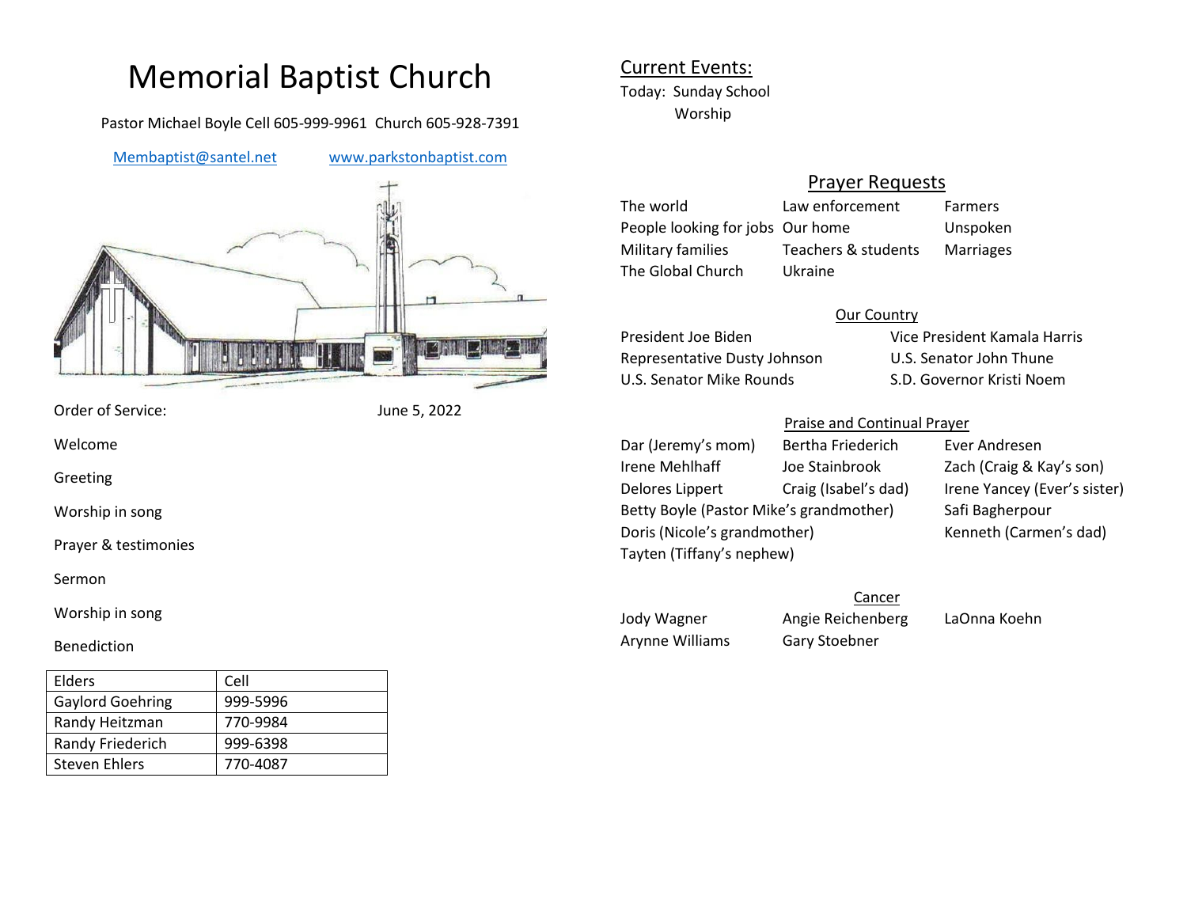# Memorial Baptist Church

Pastor Michael Boyle Cell 605-999-9961 Church 605-928-7391

Membaptist@santel.net www.parkstonbaptist.com

Order of Service: June 5, 2022

Welcome

Greeting

Worship in song

Prayer & testimonies

Sermon

Worship in song

Benediction

| Elders | Cell |
|---|---|
| Gaylord Goehring | 999-5996 |
| Randy Heitzman | 770-9984 |
| Randy Friederich | 999-6398 |
| Steven Ehlers | 770-4087 |

## Current Events:

Today: Sunday School
Worship

## Prayer Requests

The world
People looking for jobs
Military families
The Global Church
Law enforcement
Our home
Teachers & students
Ukraine
Farmers
Unspoken
Marriages

### Our Country

President Joe Biden
Vice President Kamala Harris
Representative Dusty Johnson
U.S. Senator John Thune
U.S. Senator Mike Rounds
S.D. Governor Kristi Noem

### Praise and Continual Prayer

Dar (Jeremy's mom)
Bertha Friederich
Ever Andresen
Irene Mehlhaff
Joe Stainbrook
Zach (Craig & Kay's son)
Delores Lippert
Craig (Isabel's dad)
Irene Yancey (Ever's sister)
Betty Boyle (Pastor Mike's grandmother)
Safi Bagherpour
Doris (Nicole's grandmother)
Kenneth (Carmen's dad)
Tayten (Tiffany's nephew)

### Cancer

Jody Wagner
Angie Reichenberg
LaOnna Koehn
Arynne Williams
Gary Stoebner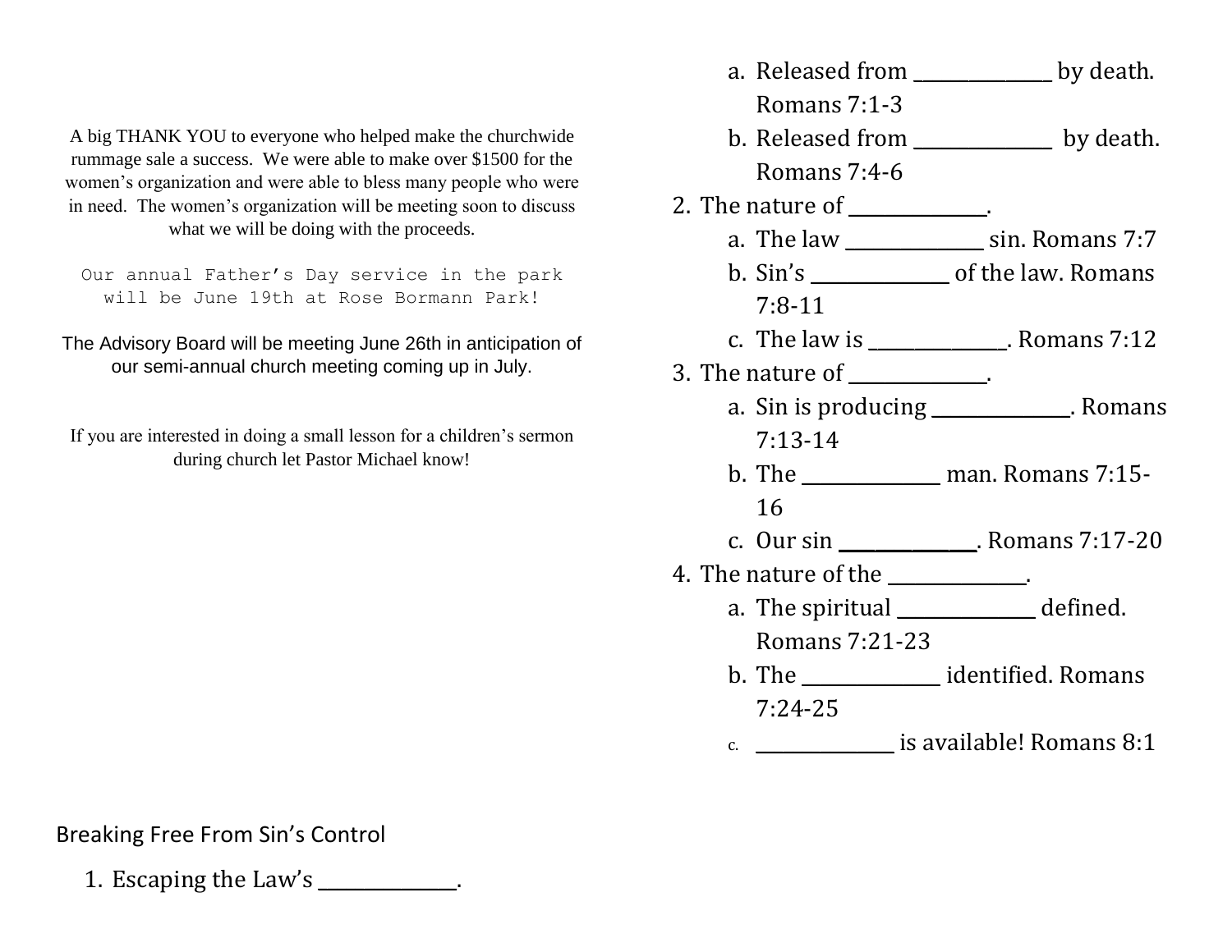A big THANK YOU to everyone who helped make the churchwide rummage sale a success. We were able to make over $1500 for the women's organization and were able to bless many people who were in need. The women's organization will be meeting soon to discuss what we will be doing with the proceeds.

Our annual Father's Day service in the park will be June 19th at Rose Bormann Park!

The Advisory Board will be meeting June 26th in anticipation of our semi-annual church meeting coming up in July.

If you are interested in doing a small lesson for a children's sermon during church let Pastor Michael know!

Breaking Free From Sin's Control

1. Escaping the Law's ______________.
   a. Released from ______________ by death. Romans 7:1-3
   b. Released from ______________ by death. Romans 7:4-6
2. The nature of ______________.
   a. The law ______________ sin. Romans 7:7
   b. Sin's ______________ of the law. Romans 7:8-11
   c. The law is ______________. Romans 7:12
3. The nature of ______________.
   a. Sin is producing ______________. Romans 7:13-14
   b. The ______________ man. Romans 7:15-16
   c. Our sin ______________. Romans 7:17-20
4. The nature of the ______________.
   a. The spiritual ______________ defined. Romans 7:21-23
   b. The ______________ identified. Romans 7:24-25
   c. ______________ is available! Romans 8:1